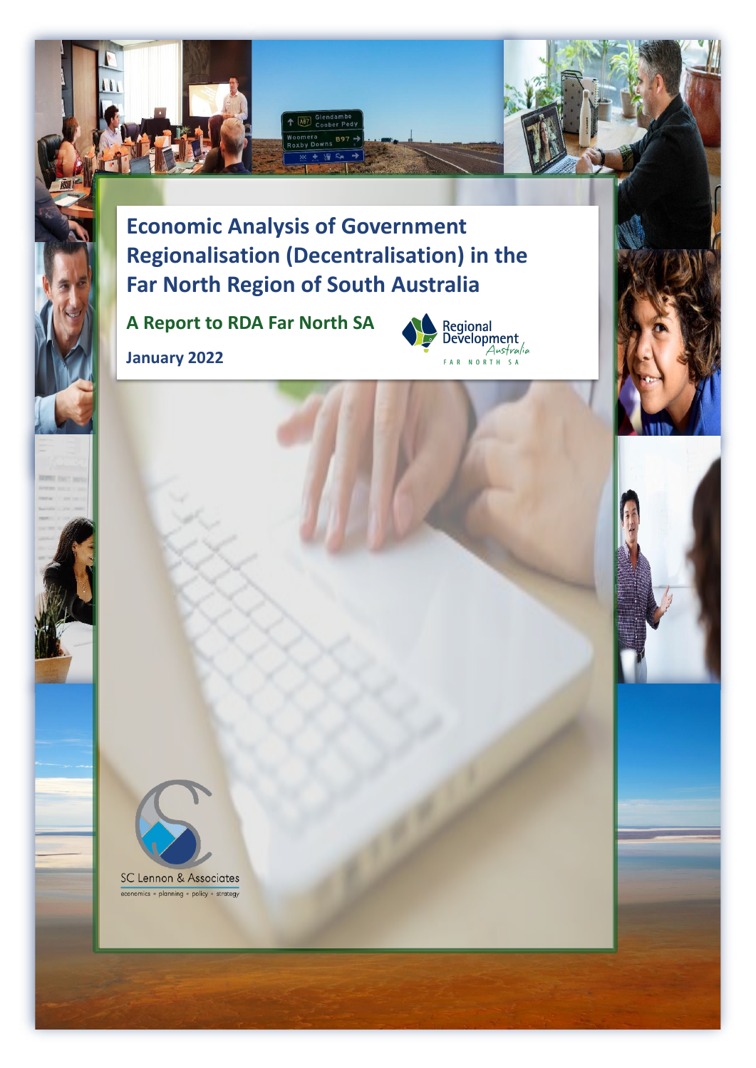# Economic Analysis of Government Regionalisation (Decentralisation) in the Far North Region of South Australia

## A Report to RDA Far North SA

**January 2022**

Regional Development Australia
FAR NORTH SA

SC Lennon & Associates
economics • planning • policy • strategy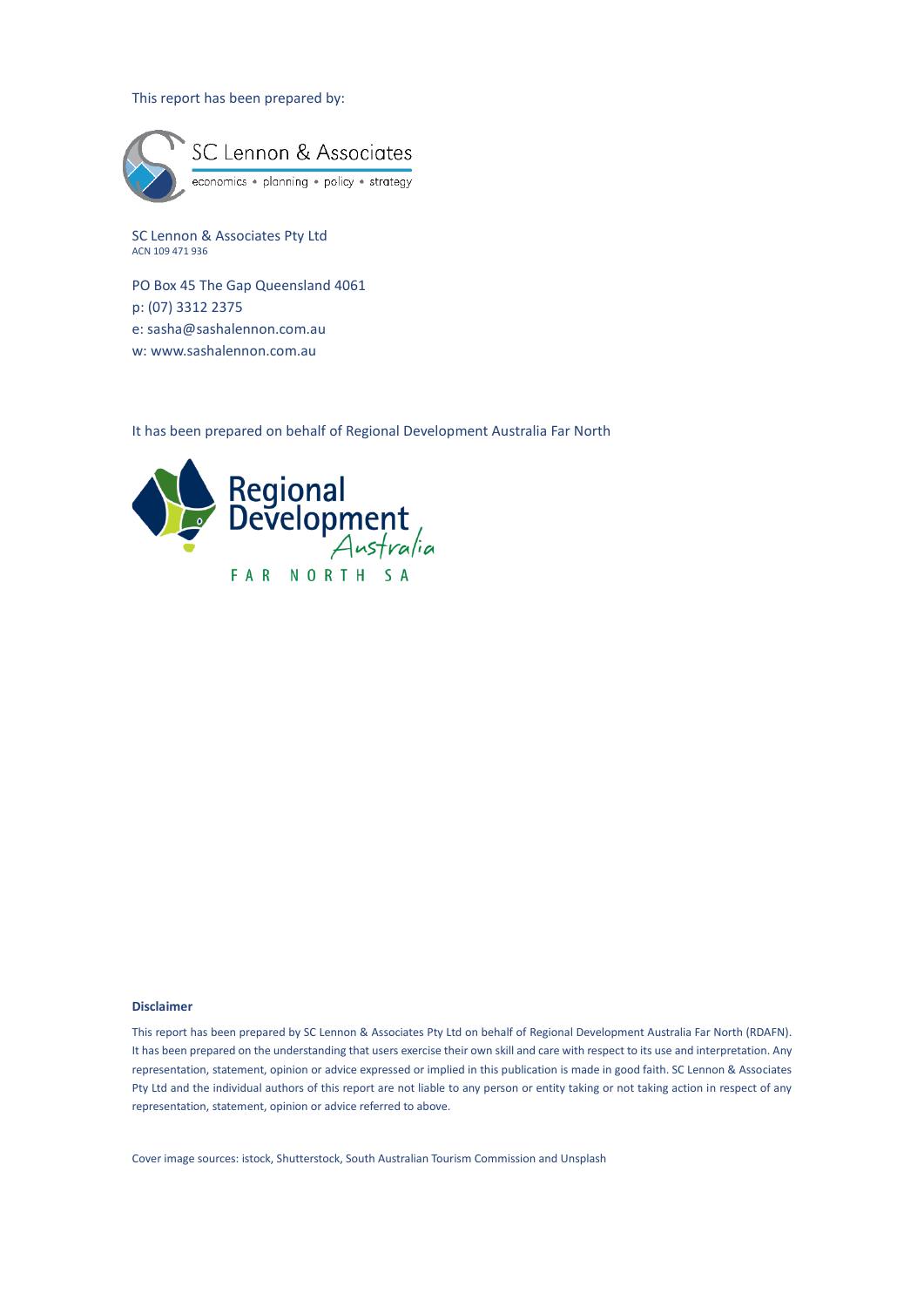This report has been prepared by:

SC Lennon & Associates

economics • planning • policy • strategy

SC Lennon & Associates Pty Ltd
ACN 109 471 936

PO Box 45 The Gap Queensland 4061
p: (07) 3312 2375
e: sasha@sashalennon.com.au
w: www.sashalennon.com.au

It has been prepared on behalf of Regional Development Australia Far North

Regional Development Australia

FAR NORTH SA

**Disclaimer**

This report has been prepared by SC Lennon & Associates Pty Ltd on behalf of Regional Development Australia Far North (RDAFN). It has been prepared on the understanding that users exercise their own skill and care with respect to its use and interpretation. Any representation, statement, opinion or advice expressed or implied in this publication is made in good faith. SC Lennon & Associates Pty Ltd and the individual authors of this report are not liable to any person or entity taking or not taking action in respect of any representation, statement, opinion or advice referred to above.

Cover image sources: istock, Shutterstock, South Australian Tourism Commission and Unsplash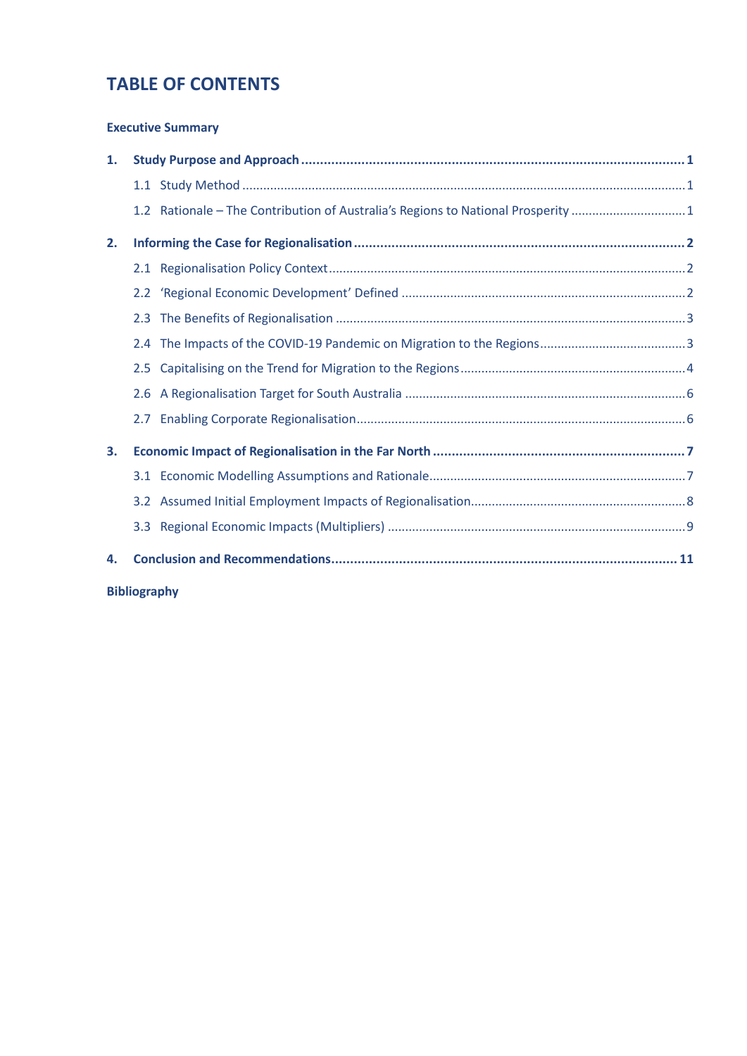# TABLE OF CONTENTS

**Executive Summary**

**1. Study Purpose and Approach ... 1**

- 1.1 Study Method ... 1
- 1.2 Rationale – The Contribution of Australia's Regions to National Prosperity ... 1

**2. Informing the Case for Regionalisation ... 2**

- 2.1 Regionalisation Policy Context ... 2
- 2.2 'Regional Economic Development' Defined ... 2
- 2.3 The Benefits of Regionalisation ... 3
- 2.4 The Impacts of the COVID-19 Pandemic on Migration to the Regions ... 3
- 2.5 Capitalising on the Trend for Migration to the Regions ... 4
- 2.6 A Regionalisation Target for South Australia ... 6
- 2.7 Enabling Corporate Regionalisation ... 6

**3. Economic Impact of Regionalisation in the Far North ... 7**

- 3.1 Economic Modelling Assumptions and Rationale ... 7
- 3.2 Assumed Initial Employment Impacts of Regionalisation ... 8
- 3.3 Regional Economic Impacts (Multipliers) ... 9

**4. Conclusion and Recommendations ... 11**

**Bibliography**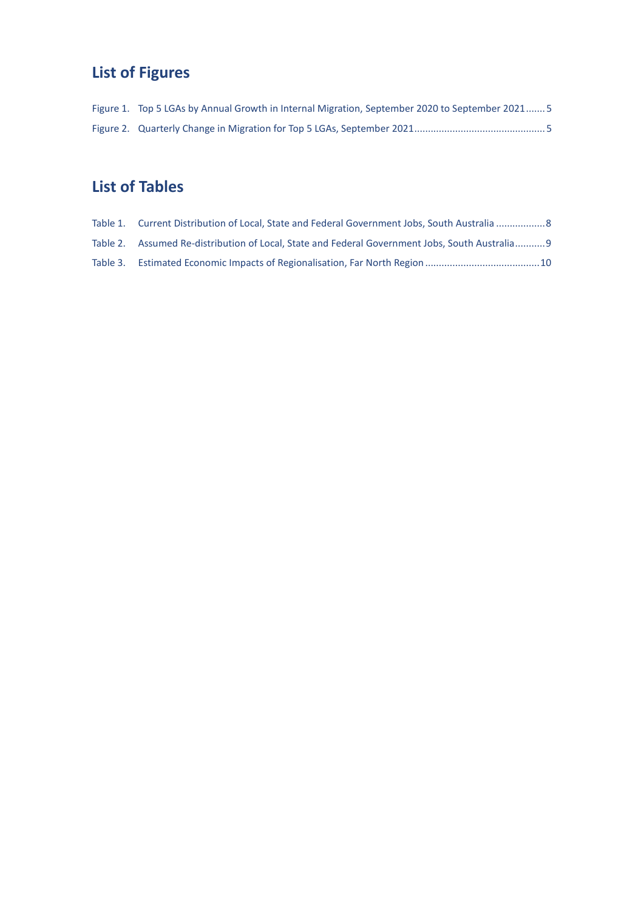## List of Figures

Figure 1. Top 5 LGAs by Annual Growth in Internal Migration, September 2020 to September 2021.......5

Figure 2. Quarterly Change in Migration for Top 5 LGAs, September 2021...............................................5

## List of Tables

Table 1. Current Distribution of Local, State and Federal Government Jobs, South Australia ..................8

Table 2. Assumed Re-distribution of Local, State and Federal Government Jobs, South Australia...........9

Table 3. Estimated Economic Impacts of Regionalisation, Far North Region ..........................................10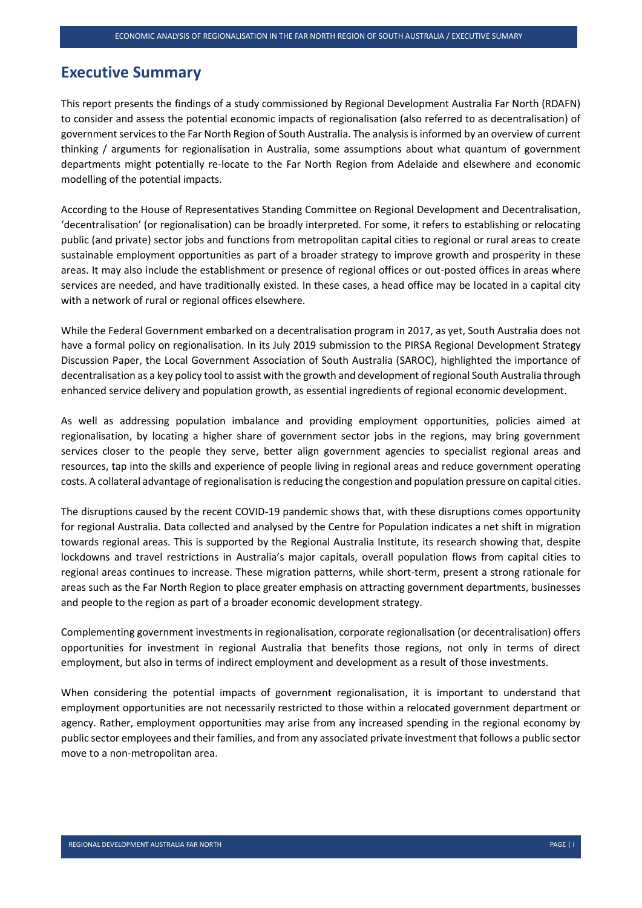## Executive Summary

This report presents the findings of a study commissioned by Regional Development Australia Far North (RDAFN) to consider and assess the potential economic impacts of regionalisation (also referred to as decentralisation) of government services to the Far North Region of South Australia. The analysis is informed by an overview of current thinking / arguments for regionalisation in Australia, some assumptions about what quantum of government departments might potentially re-locate to the Far North Region from Adelaide and elsewhere and economic modelling of the potential impacts.

According to the House of Representatives Standing Committee on Regional Development and Decentralisation, 'decentralisation' (or regionalisation) can be broadly interpreted. For some, it refers to establishing or relocating public (and private) sector jobs and functions from metropolitan capital cities to regional or rural areas to create sustainable employment opportunities as part of a broader strategy to improve growth and prosperity in these areas. It may also include the establishment or presence of regional offices or out-posted offices in areas where services are needed, and have traditionally existed. In these cases, a head office may be located in a capital city with a network of rural or regional offices elsewhere.

While the Federal Government embarked on a decentralisation program in 2017, as yet, South Australia does not have a formal policy on regionalisation. In its July 2019 submission to the PIRSA Regional Development Strategy Discussion Paper, the Local Government Association of South Australia (SAROC), highlighted the importance of decentralisation as a key policy tool to assist with the growth and development of regional South Australia through enhanced service delivery and population growth, as essential ingredients of regional economic development.

As well as addressing population imbalance and providing employment opportunities, policies aimed at regionalisation, by locating a higher share of government sector jobs in the regions, may bring government services closer to the people they serve, better align government agencies to specialist regional areas and resources, tap into the skills and experience of people living in regional areas and reduce government operating costs. A collateral advantage of regionalisation is reducing the congestion and population pressure on capital cities.

The disruptions caused by the recent COVID-19 pandemic shows that, with these disruptions comes opportunity for regional Australia. Data collected and analysed by the Centre for Population indicates a net shift in migration towards regional areas. This is supported by the Regional Australia Institute, its research showing that, despite lockdowns and travel restrictions in Australia's major capitals, overall population flows from capital cities to regional areas continues to increase. These migration patterns, while short-term, present a strong rationale for areas such as the Far North Region to place greater emphasis on attracting government departments, businesses and people to the region as part of a broader economic development strategy.

Complementing government investments in regionalisation, corporate regionalisation (or decentralisation) offers opportunities for investment in regional Australia that benefits those regions, not only in terms of direct employment, but also in terms of indirect employment and development as a result of those investments.

When considering the potential impacts of government regionalisation, it is important to understand that employment opportunities are not necessarily restricted to those within a relocated government department or agency. Rather, employment opportunities may arise from any increased spending in the regional economy by public sector employees and their families, and from any associated private investment that follows a public sector move to a non-metropolitan area.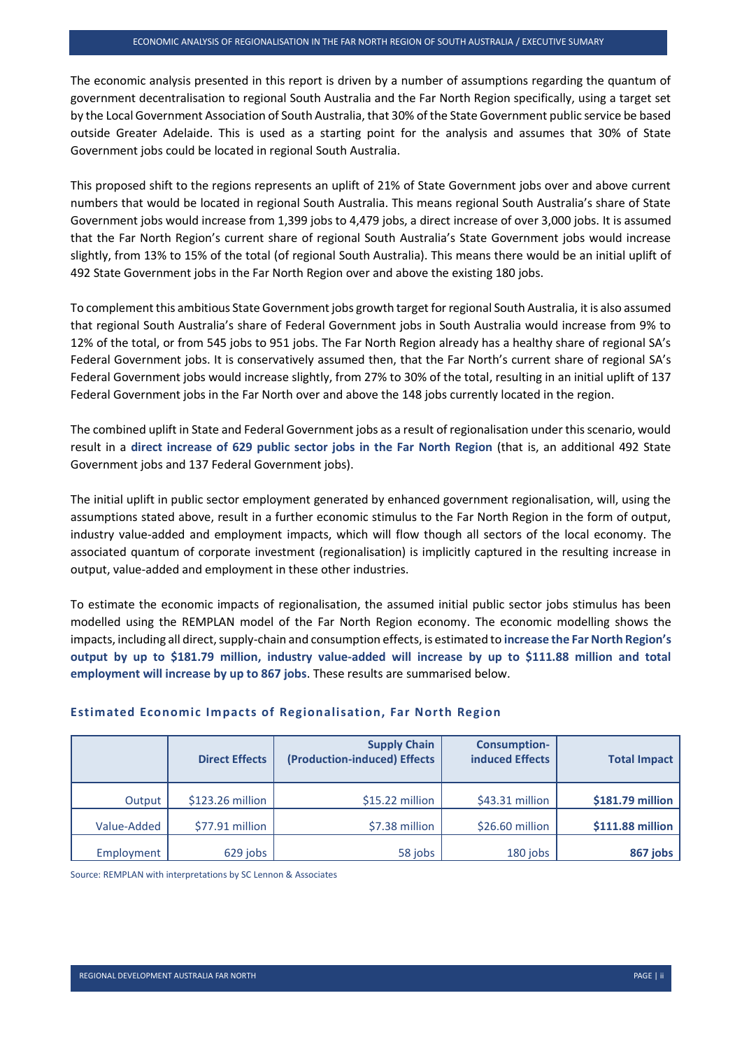The economic analysis presented in this report is driven by a number of assumptions regarding the quantum of government decentralisation to regional South Australia and the Far North Region specifically, using a target set by the Local Government Association of South Australia, that 30% of the State Government public service be based outside Greater Adelaide. This is used as a starting point for the analysis and assumes that 30% of State Government jobs could be located in regional South Australia.

This proposed shift to the regions represents an uplift of 21% of State Government jobs over and above current numbers that would be located in regional South Australia. This means regional South Australia's share of State Government jobs would increase from 1,399 jobs to 4,479 jobs, a direct increase of over 3,000 jobs. It is assumed that the Far North Region's current share of regional South Australia's State Government jobs would increase slightly, from 13% to 15% of the total (of regional South Australia). This means there would be an initial uplift of 492 State Government jobs in the Far North Region over and above the existing 180 jobs.

To complement this ambitious State Government jobs growth target for regional South Australia, it is also assumed that regional South Australia's share of Federal Government jobs in South Australia would increase from 9% to 12% of the total, or from 545 jobs to 951 jobs. The Far North Region already has a healthy share of regional SA's Federal Government jobs. It is conservatively assumed then, that the Far North's current share of regional SA's Federal Government jobs would increase slightly, from 27% to 30% of the total, resulting in an initial uplift of 137 Federal Government jobs in the Far North over and above the 148 jobs currently located in the region.

The combined uplift in State and Federal Government jobs as a result of regionalisation under this scenario, would result in a **direct increase of 629 public sector jobs in the Far North Region** (that is, an additional 492 State Government jobs and 137 Federal Government jobs).

The initial uplift in public sector employment generated by enhanced government regionalisation, will, using the assumptions stated above, result in a further economic stimulus to the Far North Region in the form of output, industry value-added and employment impacts, which will flow though all sectors of the local economy. The associated quantum of corporate investment (regionalisation) is implicitly captured in the resulting increase in output, value-added and employment in these other industries.

To estimate the economic impacts of regionalisation, the assumed initial public sector jobs stimulus has been modelled using the REMPLAN model of the Far North Region economy. The economic modelling shows the impacts, including all direct, supply-chain and consumption effects, is estimated to **increase the Far North Region's output by up to $181.79 million, industry value-added will increase by up to $111.88 million and total employment will increase by up to 867 jobs**. These results are summarised below.

### Estimated Economic Impacts of Regionalisation, Far North Region

| | Direct Effects | Supply Chain (Production-induced) Effects | Consumption-induced Effects | Total Impact |
|---|---|---|---|---|
| Output | $123.26 million | $15.22 million | $43.31 million | **$181.79 million** |
| Value-Added | $77.91 million | $7.38 million | $26.60 million | **$111.88 million** |
| Employment | 629 jobs | 58 jobs | 180 jobs | **867 jobs** |

Source: REMPLAN with interpretations by SC Lennon & Associates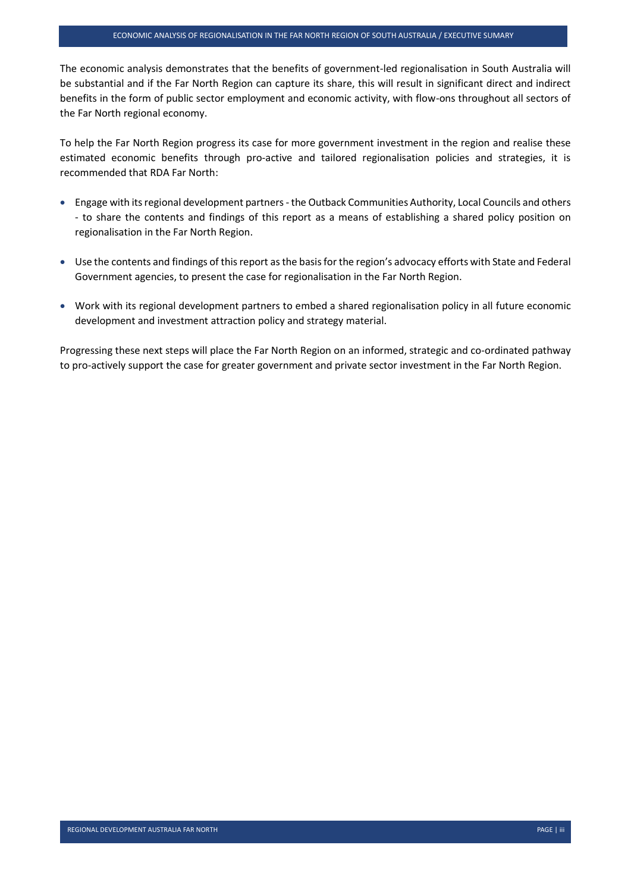The economic analysis demonstrates that the benefits of government-led regionalisation in South Australia will be substantial and if the Far North Region can capture its share, this will result in significant direct and indirect benefits in the form of public sector employment and economic activity, with flow-ons throughout all sectors of the Far North regional economy.

To help the Far North Region progress its case for more government investment in the region and realise these estimated economic benefits through pro-active and tailored regionalisation policies and strategies, it is recommended that RDA Far North:

- Engage with its regional development partners - the Outback Communities Authority, Local Councils and others - to share the contents and findings of this report as a means of establishing a shared policy position on regionalisation in the Far North Region.
- Use the contents and findings of this report as the basis for the region's advocacy efforts with State and Federal Government agencies, to present the case for regionalisation in the Far North Region.
- Work with its regional development partners to embed a shared regionalisation policy in all future economic development and investment attraction policy and strategy material.

Progressing these next steps will place the Far North Region on an informed, strategic and co-ordinated pathway to pro-actively support the case for greater government and private sector investment in the Far North Region.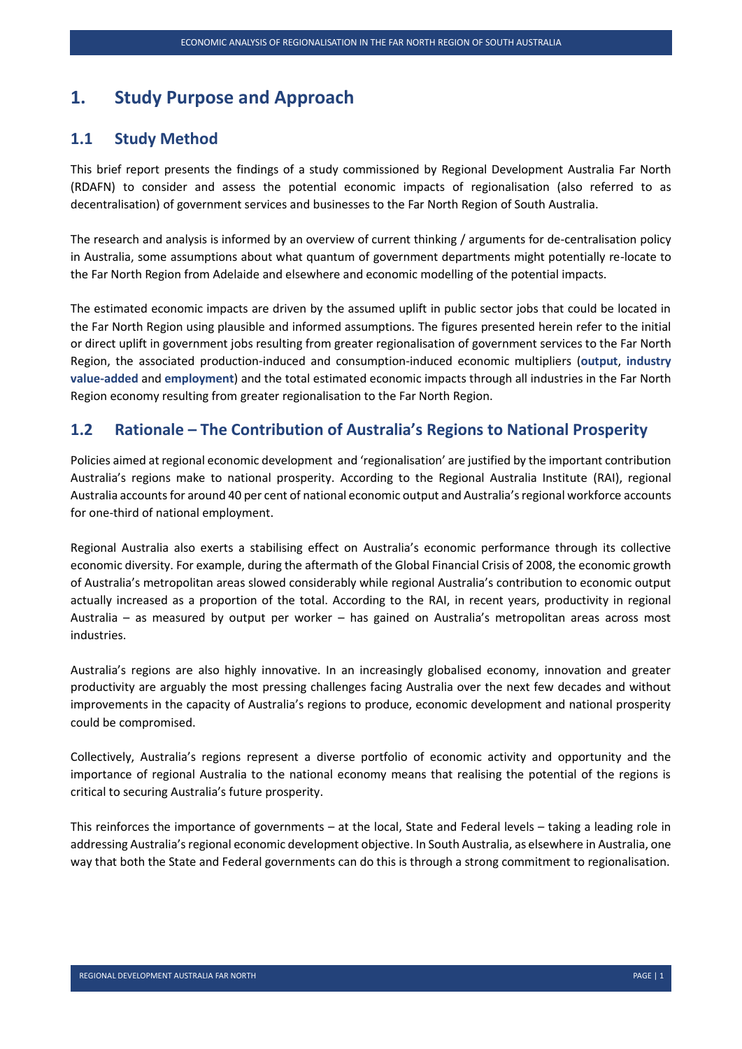# 1. Study Purpose and Approach

## 1.1 Study Method

This brief report presents the findings of a study commissioned by Regional Development Australia Far North (RDAFN) to consider and assess the potential economic impacts of regionalisation (also referred to as decentralisation) of government services and businesses to the Far North Region of South Australia.

The research and analysis is informed by an overview of current thinking / arguments for de-centralisation policy in Australia, some assumptions about what quantum of government departments might potentially re-locate to the Far North Region from Adelaide and elsewhere and economic modelling of the potential impacts.

The estimated economic impacts are driven by the assumed uplift in public sector jobs that could be located in the Far North Region using plausible and informed assumptions. The figures presented herein refer to the initial or direct uplift in government jobs resulting from greater regionalisation of government services to the Far North Region, the associated production-induced and consumption-induced economic multipliers (**output**, **industry value-added** and **employment**) and the total estimated economic impacts through all industries in the Far North Region economy resulting from greater regionalisation to the Far North Region.

## 1.2 Rationale – The Contribution of Australia's Regions to National Prosperity

Policies aimed at regional economic development and 'regionalisation' are justified by the important contribution Australia's regions make to national prosperity. According to the Regional Australia Institute (RAI), regional Australia accounts for around 40 per cent of national economic output and Australia's regional workforce accounts for one-third of national employment.

Regional Australia also exerts a stabilising effect on Australia's economic performance through its collective economic diversity. For example, during the aftermath of the Global Financial Crisis of 2008, the economic growth of Australia's metropolitan areas slowed considerably while regional Australia's contribution to economic output actually increased as a proportion of the total. According to the RAI, in recent years, productivity in regional Australia – as measured by output per worker – has gained on Australia's metropolitan areas across most industries.

Australia's regions are also highly innovative. In an increasingly globalised economy, innovation and greater productivity are arguably the most pressing challenges facing Australia over the next few decades and without improvements in the capacity of Australia's regions to produce, economic development and national prosperity could be compromised.

Collectively, Australia's regions represent a diverse portfolio of economic activity and opportunity and the importance of regional Australia to the national economy means that realising the potential of the regions is critical to securing Australia's future prosperity.

This reinforces the importance of governments – at the local, State and Federal levels – taking a leading role in addressing Australia's regional economic development objective. In South Australia, as elsewhere in Australia, one way that both the State and Federal governments can do this is through a strong commitment to regionalisation.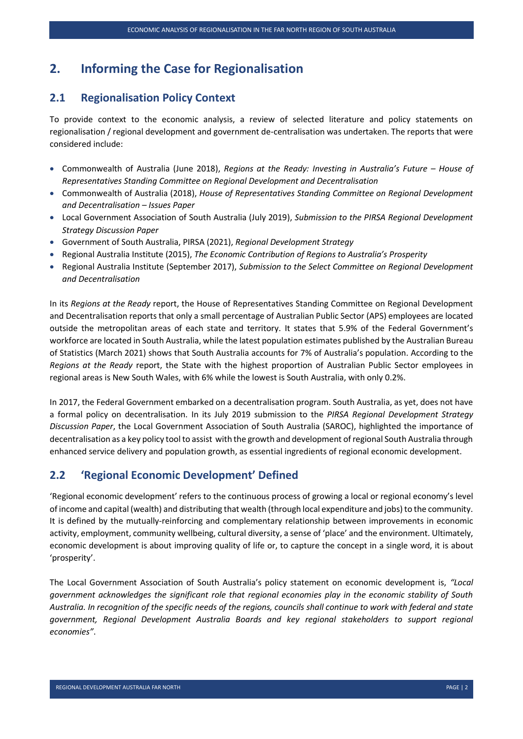# 2. Informing the Case for Regionalisation

## 2.1 Regionalisation Policy Context

To provide context to the economic analysis, a review of selected literature and policy statements on regionalisation / regional development and government de-centralisation was undertaken. The reports that were considered include:

- Commonwealth of Australia (June 2018), *Regions at the Ready: Investing in Australia's Future – House of Representatives Standing Committee on Regional Development and Decentralisation*
- Commonwealth of Australia (2018), *House of Representatives Standing Committee on Regional Development and Decentralisation – Issues Paper*
- Local Government Association of South Australia (July 2019), *Submission to the PIRSA Regional Development Strategy Discussion Paper*
- Government of South Australia, PIRSA (2021), *Regional Development Strategy*
- Regional Australia Institute (2015), *The Economic Contribution of Regions to Australia's Prosperity*
- Regional Australia Institute (September 2017), *Submission to the Select Committee on Regional Development and Decentralisation*

In its *Regions at the Ready* report, the House of Representatives Standing Committee on Regional Development and Decentralisation reports that only a small percentage of Australian Public Sector (APS) employees are located outside the metropolitan areas of each state and territory. It states that 5.9% of the Federal Government's workforce are located in South Australia, while the latest population estimates published by the Australian Bureau of Statistics (March 2021) shows that South Australia accounts for 7% of Australia's population. According to the *Regions at the Ready* report, the State with the highest proportion of Australian Public Sector employees in regional areas is New South Wales, with 6% while the lowest is South Australia, with only 0.2%.

In 2017, the Federal Government embarked on a decentralisation program. South Australia, as yet, does not have a formal policy on decentralisation. In its July 2019 submission to the *PIRSA Regional Development Strategy Discussion Paper*, the Local Government Association of South Australia (SAROC), highlighted the importance of decentralisation as a key policy tool to assist with the growth and development of regional South Australia through enhanced service delivery and population growth, as essential ingredients of regional economic development.

## 2.2 'Regional Economic Development' Defined

'Regional economic development' refers to the continuous process of growing a local or regional economy's level of income and capital (wealth) and distributing that wealth (through local expenditure and jobs) to the community. It is defined by the mutually-reinforcing and complementary relationship between improvements in economic activity, employment, community wellbeing, cultural diversity, a sense of 'place' and the environment. Ultimately, economic development is about improving quality of life or, to capture the concept in a single word, it is about 'prosperity'.

The Local Government Association of South Australia's policy statement on economic development is, *"Local government acknowledges the significant role that regional economies play in the economic stability of South Australia. In recognition of the specific needs of the regions, councils shall continue to work with federal and state government, Regional Development Australia Boards and key regional stakeholders to support regional economies"*.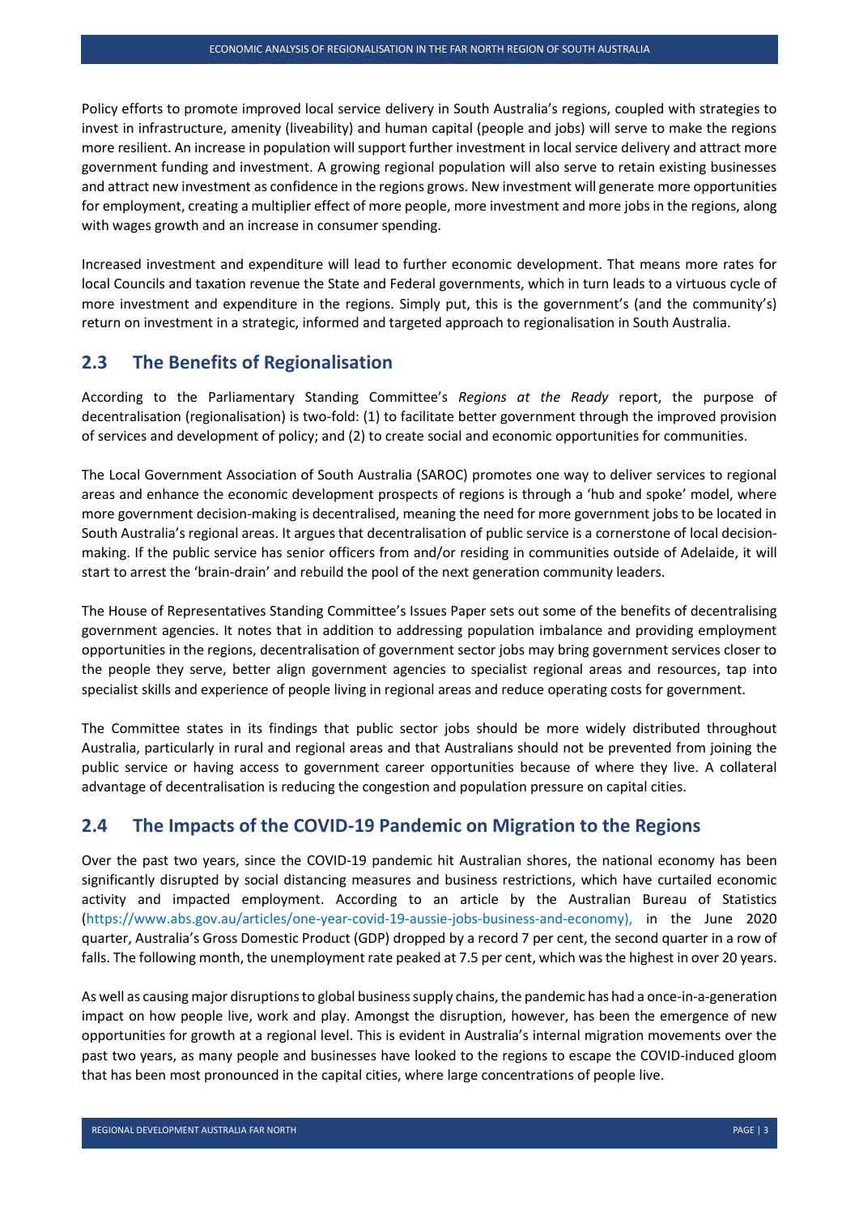Policy efforts to promote improved local service delivery in South Australia's regions, coupled with strategies to invest in infrastructure, amenity (liveability) and human capital (people and jobs) will serve to make the regions more resilient. An increase in population will support further investment in local service delivery and attract more government funding and investment. A growing regional population will also serve to retain existing businesses and attract new investment as confidence in the regions grows. New investment will generate more opportunities for employment, creating a multiplier effect of more people, more investment and more jobs in the regions, along with wages growth and an increase in consumer spending.

Increased investment and expenditure will lead to further economic development. That means more rates for local Councils and taxation revenue the State and Federal governments, which in turn leads to a virtuous cycle of more investment and expenditure in the regions. Simply put, this is the government's (and the community's) return on investment in a strategic, informed and targeted approach to regionalisation in South Australia.

## 2.3 The Benefits of Regionalisation

According to the Parliamentary Standing Committee's *Regions at the Ready* report, the purpose of decentralisation (regionalisation) is two-fold: (1) to facilitate better government through the improved provision of services and development of policy; and (2) to create social and economic opportunities for communities.

The Local Government Association of South Australia (SAROC) promotes one way to deliver services to regional areas and enhance the economic development prospects of regions is through a 'hub and spoke' model, where more government decision-making is decentralised, meaning the need for more government jobs to be located in South Australia's regional areas. It argues that decentralisation of public service is a cornerstone of local decision-making. If the public service has senior officers from and/or residing in communities outside of Adelaide, it will start to arrest the 'brain-drain' and rebuild the pool of the next generation community leaders.

The House of Representatives Standing Committee's Issues Paper sets out some of the benefits of decentralising government agencies. It notes that in addition to addressing population imbalance and providing employment opportunities in the regions, decentralisation of government sector jobs may bring government services closer to the people they serve, better align government agencies to specialist regional areas and resources, tap into specialist skills and experience of people living in regional areas and reduce operating costs for government.

The Committee states in its findings that public sector jobs should be more widely distributed throughout Australia, particularly in rural and regional areas and that Australians should not be prevented from joining the public service or having access to government career opportunities because of where they live. A collateral advantage of decentralisation is reducing the congestion and population pressure on capital cities.

## 2.4 The Impacts of the COVID-19 Pandemic on Migration to the Regions

Over the past two years, since the COVID-19 pandemic hit Australian shores, the national economy has been significantly disrupted by social distancing measures and business restrictions, which have curtailed economic activity and impacted employment. According to an article by the Australian Bureau of Statistics (https://www.abs.gov.au/articles/one-year-covid-19-aussie-jobs-business-and-economy), in the June 2020 quarter, Australia's Gross Domestic Product (GDP) dropped by a record 7 per cent, the second quarter in a row of falls. The following month, the unemployment rate peaked at 7.5 per cent, which was the highest in over 20 years.

As well as causing major disruptions to global business supply chains, the pandemic has had a once-in-a-generation impact on how people live, work and play. Amongst the disruption, however, has been the emergence of new opportunities for growth at a regional level. This is evident in Australia's internal migration movements over the past two years, as many people and businesses have looked to the regions to escape the COVID-induced gloom that has been most pronounced in the capital cities, where large concentrations of people live.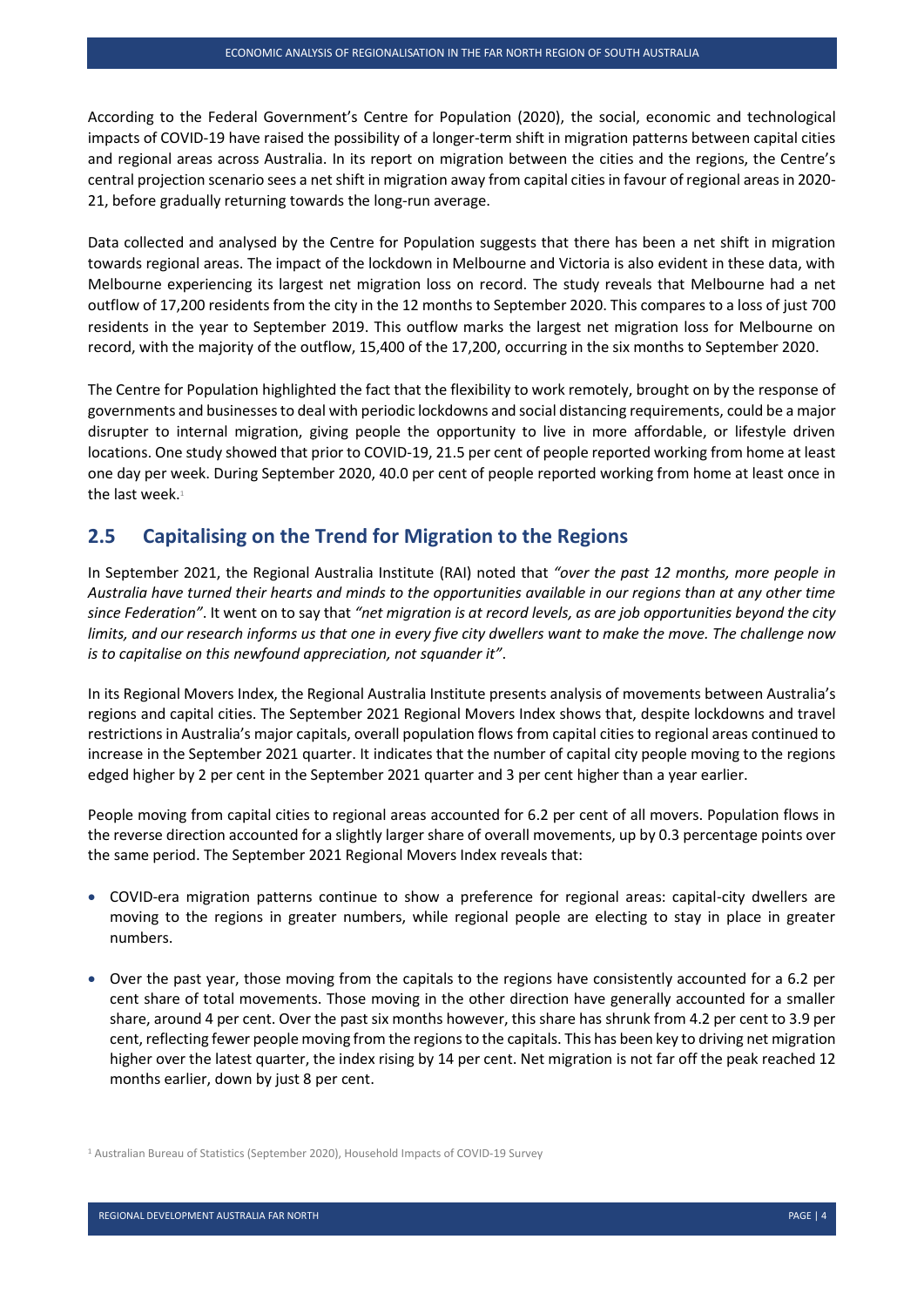According to the Federal Government's Centre for Population (2020), the social, economic and technological impacts of COVID-19 have raised the possibility of a longer-term shift in migration patterns between capital cities and regional areas across Australia. In its report on migration between the cities and the regions, the Centre's central projection scenario sees a net shift in migration away from capital cities in favour of regional areas in 2020-21, before gradually returning towards the long-run average.

Data collected and analysed by the Centre for Population suggests that there has been a net shift in migration towards regional areas. The impact of the lockdown in Melbourne and Victoria is also evident in these data, with Melbourne experiencing its largest net migration loss on record. The study reveals that Melbourne had a net outflow of 17,200 residents from the city in the 12 months to September 2020. This compares to a loss of just 700 residents in the year to September 2019. This outflow marks the largest net migration loss for Melbourne on record, with the majority of the outflow, 15,400 of the 17,200, occurring in the six months to September 2020.

The Centre for Population highlighted the fact that the flexibility to work remotely, brought on by the response of governments and businesses to deal with periodic lockdowns and social distancing requirements, could be a major disrupter to internal migration, giving people the opportunity to live in more affordable, or lifestyle driven locations. One study showed that prior to COVID-19, 21.5 per cent of people reported working from home at least one day per week. During September 2020, 40.0 per cent of people reported working from home at least once in the last week.[1]

## 2.5 Capitalising on the Trend for Migration to the Regions

In September 2021, the Regional Australia Institute (RAI) noted that *"over the past 12 months, more people in Australia have turned their hearts and minds to the opportunities available in our regions than at any other time since Federation"*. It went on to say that *"net migration is at record levels, as are job opportunities beyond the city limits, and our research informs us that one in every five city dwellers want to make the move. The challenge now is to capitalise on this newfound appreciation, not squander it"*.

In its Regional Movers Index, the Regional Australia Institute presents analysis of movements between Australia's regions and capital cities. The September 2021 Regional Movers Index shows that, despite lockdowns and travel restrictions in Australia's major capitals, overall population flows from capital cities to regional areas continued to increase in the September 2021 quarter. It indicates that the number of capital city people moving to the regions edged higher by 2 per cent in the September 2021 quarter and 3 per cent higher than a year earlier.

People moving from capital cities to regional areas accounted for 6.2 per cent of all movers. Population flows in the reverse direction accounted for a slightly larger share of overall movements, up by 0.3 percentage points over the same period. The September 2021 Regional Movers Index reveals that:

- COVID-era migration patterns continue to show a preference for regional areas: capital-city dwellers are moving to the regions in greater numbers, while regional people are electing to stay in place in greater numbers.
- Over the past year, those moving from the capitals to the regions have consistently accounted for a 6.2 per cent share of total movements. Those moving in the other direction have generally accounted for a smaller share, around 4 per cent. Over the past six months however, this share has shrunk from 4.2 per cent to 3.9 per cent, reflecting fewer people moving from the regions to the capitals. This has been key to driving net migration higher over the latest quarter, the index rising by 14 per cent. Net migration is not far off the peak reached 12 months earlier, down by just 8 per cent.

[1] Australian Bureau of Statistics (September 2020), Household Impacts of COVID-19 Survey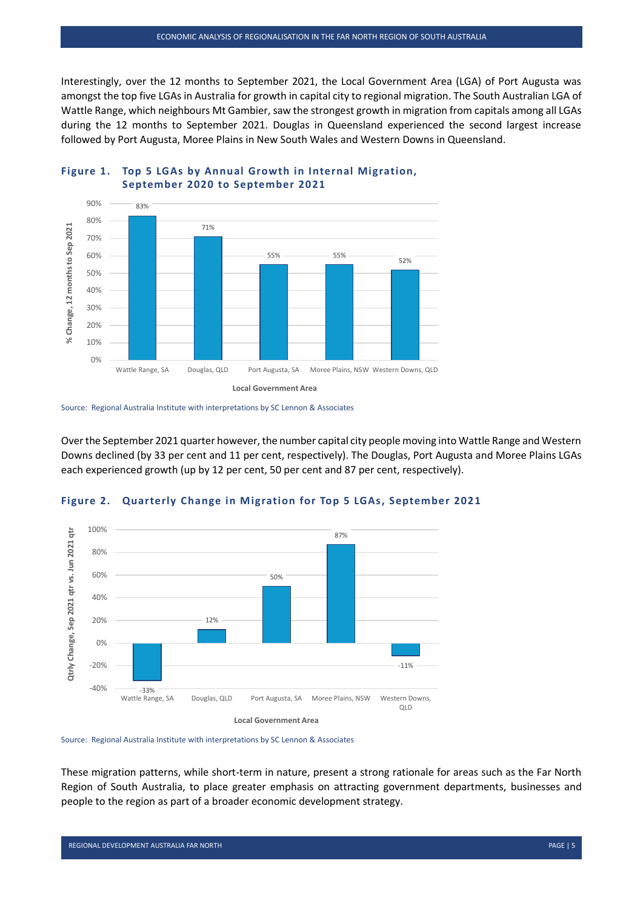Interestingly, over the 12 months to September 2021, the Local Government Area (LGA) of Port Augusta was amongst the top five LGAs in Australia for growth in capital city to regional migration. The South Australian LGA of Wattle Range, which neighbours Mt Gambier, saw the strongest growth in migration from capitals among all LGAs during the 12 months to September 2021. Douglas in Queensland experienced the second largest increase followed by Port Augusta, Moree Plains in New South Wales and Western Downs in Queensland.

**Figure 1. Top 5 LGAs by Annual Growth in Internal Migration, September 2020 to September 2021**

| Local Government Area | % Change, 12 months to Sep 2021 |
|---|---|
| Wattle Range, SA | 83% |
| Douglas, QLD | 71% |
| Port Augusta, SA | 55% |
| Moree Plains, NSW | 55% |
| Western Downs, QLD | 52% |

Source: Regional Australia Institute with interpretations by SC Lennon & Associates

Over the September 2021 quarter however, the number capital city people moving into Wattle Range and Western Downs declined (by 33 per cent and 11 per cent, respectively). The Douglas, Port Augusta and Moree Plains LGAs each experienced growth (up by 12 per cent, 50 per cent and 87 per cent, respectively).

**Figure 2. Quarterly Change in Migration for Top 5 LGAs, September 2021**

| Local Government Area | Qtrly Change, Sep 2021 qtr vs. Jun 2021 qtr |
|---|---|
| Wattle Range, SA | -33% |
| Douglas, QLD | 12% |
| Port Augusta, SA | 50% |
| Moree Plains, NSW | 87% |
| Western Downs, QLD | -11% |

Source: Regional Australia Institute with interpretations by SC Lennon & Associates

These migration patterns, while short-term in nature, present a strong rationale for areas such as the Far North Region of South Australia, to place greater emphasis on attracting government departments, businesses and people to the region as part of a broader economic development strategy.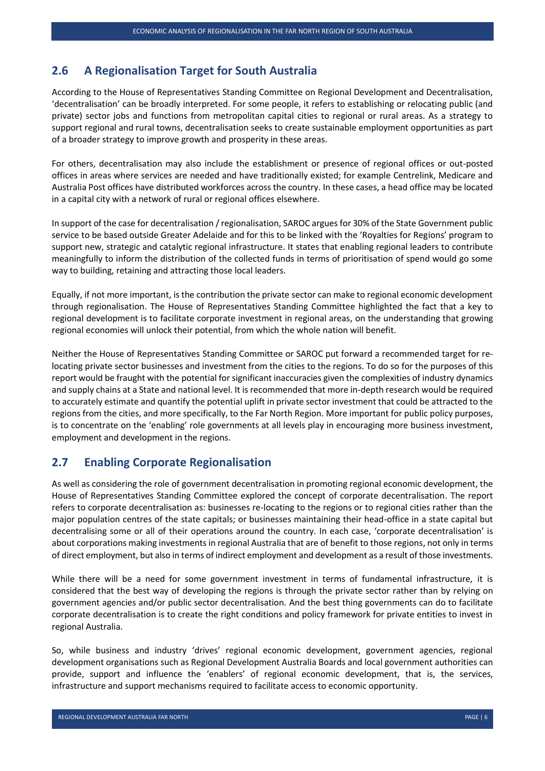## 2.6 A Regionalisation Target for South Australia

According to the House of Representatives Standing Committee on Regional Development and Decentralisation, 'decentralisation' can be broadly interpreted. For some people, it refers to establishing or relocating public (and private) sector jobs and functions from metropolitan capital cities to regional or rural areas. As a strategy to support regional and rural towns, decentralisation seeks to create sustainable employment opportunities as part of a broader strategy to improve growth and prosperity in these areas.

For others, decentralisation may also include the establishment or presence of regional offices or out-posted offices in areas where services are needed and have traditionally existed; for example Centrelink, Medicare and Australia Post offices have distributed workforces across the country. In these cases, a head office may be located in a capital city with a network of rural or regional offices elsewhere.

In support of the case for decentralisation / regionalisation, SAROC argues for 30% of the State Government public service to be based outside Greater Adelaide and for this to be linked with the 'Royalties for Regions' program to support new, strategic and catalytic regional infrastructure. It states that enabling regional leaders to contribute meaningfully to inform the distribution of the collected funds in terms of prioritisation of spend would go some way to building, retaining and attracting those local leaders.

Equally, if not more important, is the contribution the private sector can make to regional economic development through regionalisation. The House of Representatives Standing Committee highlighted the fact that a key to regional development is to facilitate corporate investment in regional areas, on the understanding that growing regional economies will unlock their potential, from which the whole nation will benefit.

Neither the House of Representatives Standing Committee or SAROC put forward a recommended target for re-locating private sector businesses and investment from the cities to the regions. To do so for the purposes of this report would be fraught with the potential for significant inaccuracies given the complexities of industry dynamics and supply chains at a State and national level. It is recommended that more in-depth research would be required to accurately estimate and quantify the potential uplift in private sector investment that could be attracted to the regions from the cities, and more specifically, to the Far North Region. More important for public policy purposes, is to concentrate on the 'enabling' role governments at all levels play in encouraging more business investment, employment and development in the regions.

## 2.7 Enabling Corporate Regionalisation

As well as considering the role of government decentralisation in promoting regional economic development, the House of Representatives Standing Committee explored the concept of corporate decentralisation. The report refers to corporate decentralisation as: businesses re-locating to the regions or to regional cities rather than the major population centres of the state capitals; or businesses maintaining their head-office in a state capital but decentralising some or all of their operations around the country. In each case, 'corporate decentralisation' is about corporations making investments in regional Australia that are of benefit to those regions, not only in terms of direct employment, but also in terms of indirect employment and development as a result of those investments.

While there will be a need for some government investment in terms of fundamental infrastructure, it is considered that the best way of developing the regions is through the private sector rather than by relying on government agencies and/or public sector decentralisation. And the best thing governments can do to facilitate corporate decentralisation is to create the right conditions and policy framework for private entities to invest in regional Australia.

So, while business and industry 'drives' regional economic development, government agencies, regional development organisations such as Regional Development Australia Boards and local government authorities can provide, support and influence the 'enablers' of regional economic development, that is, the services, infrastructure and support mechanisms required to facilitate access to economic opportunity.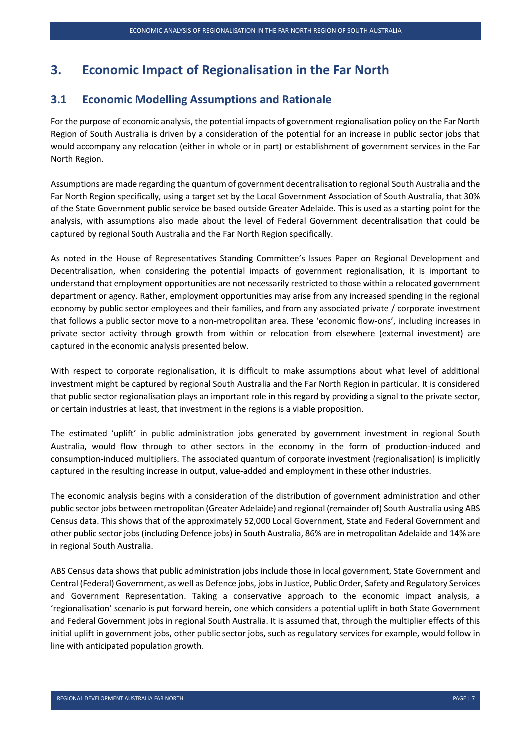# 3. Economic Impact of Regionalisation in the Far North

## 3.1 Economic Modelling Assumptions and Rationale

For the purpose of economic analysis, the potential impacts of government regionalisation policy on the Far North Region of South Australia is driven by a consideration of the potential for an increase in public sector jobs that would accompany any relocation (either in whole or in part) or establishment of government services in the Far North Region.

Assumptions are made regarding the quantum of government decentralisation to regional South Australia and the Far North Region specifically, using a target set by the Local Government Association of South Australia, that 30% of the State Government public service be based outside Greater Adelaide. This is used as a starting point for the analysis, with assumptions also made about the level of Federal Government decentralisation that could be captured by regional South Australia and the Far North Region specifically.

As noted in the House of Representatives Standing Committee's Issues Paper on Regional Development and Decentralisation, when considering the potential impacts of government regionalisation, it is important to understand that employment opportunities are not necessarily restricted to those within a relocated government department or agency. Rather, employment opportunities may arise from any increased spending in the regional economy by public sector employees and their families, and from any associated private / corporate investment that follows a public sector move to a non-metropolitan area. These 'economic flow-ons', including increases in private sector activity through growth from within or relocation from elsewhere (external investment) are captured in the economic analysis presented below.

With respect to corporate regionalisation, it is difficult to make assumptions about what level of additional investment might be captured by regional South Australia and the Far North Region in particular. It is considered that public sector regionalisation plays an important role in this regard by providing a signal to the private sector, or certain industries at least, that investment in the regions is a viable proposition.

The estimated 'uplift' in public administration jobs generated by government investment in regional South Australia, would flow through to other sectors in the economy in the form of production-induced and consumption-induced multipliers. The associated quantum of corporate investment (regionalisation) is implicitly captured in the resulting increase in output, value-added and employment in these other industries.

The economic analysis begins with a consideration of the distribution of government administration and other public sector jobs between metropolitan (Greater Adelaide) and regional (remainder of) South Australia using ABS Census data. This shows that of the approximately 52,000 Local Government, State and Federal Government and other public sector jobs (including Defence jobs) in South Australia, 86% are in metropolitan Adelaide and 14% are in regional South Australia.

ABS Census data shows that public administration jobs include those in local government, State Government and Central (Federal) Government, as well as Defence jobs, jobs in Justice, Public Order, Safety and Regulatory Services and Government Representation. Taking a conservative approach to the economic impact analysis, a 'regionalisation' scenario is put forward herein, one which considers a potential uplift in both State Government and Federal Government jobs in regional South Australia. It is assumed that, through the multiplier effects of this initial uplift in government jobs, other public sector jobs, such as regulatory services for example, would follow in line with anticipated population growth.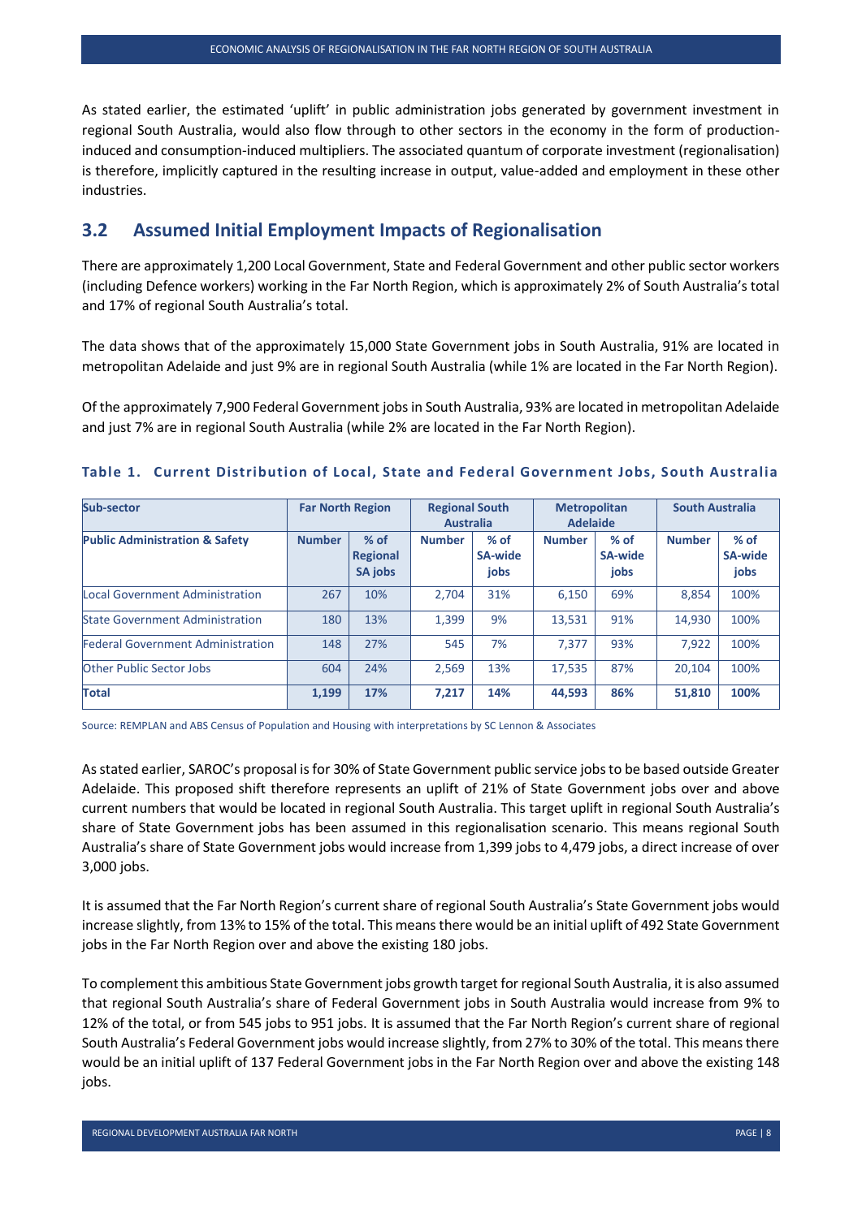As stated earlier, the estimated 'uplift' in public administration jobs generated by government investment in regional South Australia, would also flow through to other sectors in the economy in the form of production-induced and consumption-induced multipliers. The associated quantum of corporate investment (regionalisation) is therefore, implicitly captured in the resulting increase in output, value-added and employment in these other industries.

## 3.2 Assumed Initial Employment Impacts of Regionalisation

There are approximately 1,200 Local Government, State and Federal Government and other public sector workers (including Defence workers) working in the Far North Region, which is approximately 2% of South Australia's total and 17% of regional South Australia's total.

The data shows that of the approximately 15,000 State Government jobs in South Australia, 91% are located in metropolitan Adelaide and just 9% are in regional South Australia (while 1% are located in the Far North Region).

Of the approximately 7,900 Federal Government jobs in South Australia, 93% are located in metropolitan Adelaide and just 7% are in regional South Australia (while 2% are located in the Far North Region).

**Table 1. Current Distribution of Local, State and Federal Government Jobs, South Australia**

| Sub-sector | Far North Region | | Regional South Australia | | Metropolitan Adelaide | | South Australia | |
|---|---|---|---|---|---|---|---|---|
| **Public Administration & Safety** | **Number** | **% of Regional SA jobs** | **Number** | **% of SA-wide jobs** | **Number** | **% of SA-wide jobs** | **Number** | **% of SA-wide jobs** |
| Local Government Administration | 267 | 10% | 2,704 | 31% | 6,150 | 69% | 8,854 | 100% |
| State Government Administration | 180 | 13% | 1,399 | 9% | 13,531 | 91% | 14,930 | 100% |
| Federal Government Administration | 148 | 27% | 545 | 7% | 7,377 | 93% | 7,922 | 100% |
| Other Public Sector Jobs | 604 | 24% | 2,569 | 13% | 17,535 | 87% | 20,104 | 100% |
| **Total** | **1,199** | **17%** | **7,217** | **14%** | **44,593** | **86%** | **51,810** | **100%** |

Source: REMPLAN and ABS Census of Population and Housing with interpretations by SC Lennon & Associates

As stated earlier, SAROC's proposal is for 30% of State Government public service jobs to be based outside Greater Adelaide. This proposed shift therefore represents an uplift of 21% of State Government jobs over and above current numbers that would be located in regional South Australia. This target uplift in regional South Australia's share of State Government jobs has been assumed in this regionalisation scenario. This means regional South Australia's share of State Government jobs would increase from 1,399 jobs to 4,479 jobs, a direct increase of over 3,000 jobs.

It is assumed that the Far North Region's current share of regional South Australia's State Government jobs would increase slightly, from 13% to 15% of the total. This means there would be an initial uplift of 492 State Government jobs in the Far North Region over and above the existing 180 jobs.

To complement this ambitious State Government jobs growth target for regional South Australia, it is also assumed that regional South Australia's share of Federal Government jobs in South Australia would increase from 9% to 12% of the total, or from 545 jobs to 951 jobs. It is assumed that the Far North Region's current share of regional South Australia's Federal Government jobs would increase slightly, from 27% to 30% of the total. This means there would be an initial uplift of 137 Federal Government jobs in the Far North Region over and above the existing 148 jobs.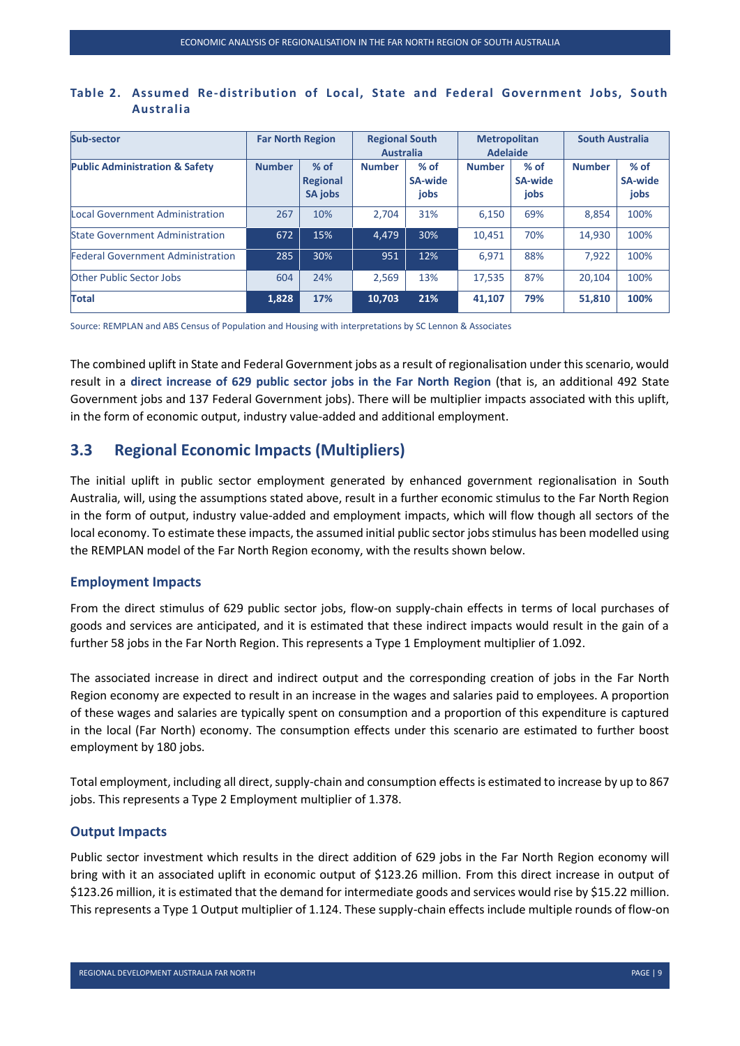**Table 2. Assumed Re-distribution of Local, State and Federal Government Jobs, South Australia**

| Sub-sector | Far North Region | | Regional South Australia | | Metropolitan Adelaide | | South Australia | |
|---|---|---|---|---|---|---|---|---|
| **Public Administration & Safety** | **Number** | **% of Regional SA jobs** | **Number** | **% of SA-wide jobs** | **Number** | **% of SA-wide jobs** | **Number** | **% of SA-wide jobs** |
| Local Government Administration | 267 | 10% | 2,704 | 31% | 6,150 | 69% | 8,854 | 100% |
| State Government Administration | 672 | 15% | 4,479 | 30% | 10,451 | 70% | 14,930 | 100% |
| Federal Government Administration | 285 | 30% | 951 | 12% | 6,971 | 88% | 7,922 | 100% |
| Other Public Sector Jobs | 604 | 24% | 2,569 | 13% | 17,535 | 87% | 20,104 | 100% |
| **Total** | **1,828** | **17%** | **10,703** | **21%** | **41,107** | **79%** | **51,810** | **100%** |

Source: REMPLAN and ABS Census of Population and Housing with interpretations by SC Lennon & Associates

The combined uplift in State and Federal Government jobs as a result of regionalisation under this scenario, would result in a **direct increase of 629 public sector jobs in the Far North Region** (that is, an additional 492 State Government jobs and 137 Federal Government jobs). There will be multiplier impacts associated with this uplift, in the form of economic output, industry value-added and additional employment.

## 3.3 Regional Economic Impacts (Multipliers)

The initial uplift in public sector employment generated by enhanced government regionalisation in South Australia, will, using the assumptions stated above, result in a further economic stimulus to the Far North Region in the form of output, industry value-added and employment impacts, which will flow though all sectors of the local economy. To estimate these impacts, the assumed initial public sector jobs stimulus has been modelled using the REMPLAN model of the Far North Region economy, with the results shown below.

### Employment Impacts

From the direct stimulus of 629 public sector jobs, flow-on supply-chain effects in terms of local purchases of goods and services are anticipated, and it is estimated that these indirect impacts would result in the gain of a further 58 jobs in the Far North Region. This represents a Type 1 Employment multiplier of 1.092.

The associated increase in direct and indirect output and the corresponding creation of jobs in the Far North Region economy are expected to result in an increase in the wages and salaries paid to employees. A proportion of these wages and salaries are typically spent on consumption and a proportion of this expenditure is captured in the local (Far North) economy. The consumption effects under this scenario are estimated to further boost employment by 180 jobs.

Total employment, including all direct, supply-chain and consumption effects is estimated to increase by up to 867 jobs. This represents a Type 2 Employment multiplier of 1.378.

### Output Impacts

Public sector investment which results in the direct addition of 629 jobs in the Far North Region economy will bring with it an associated uplift in economic output of $123.26 million. From this direct increase in output of $123.26 million, it is estimated that the demand for intermediate goods and services would rise by $15.22 million. This represents a Type 1 Output multiplier of 1.124. These supply-chain effects include multiple rounds of flow-on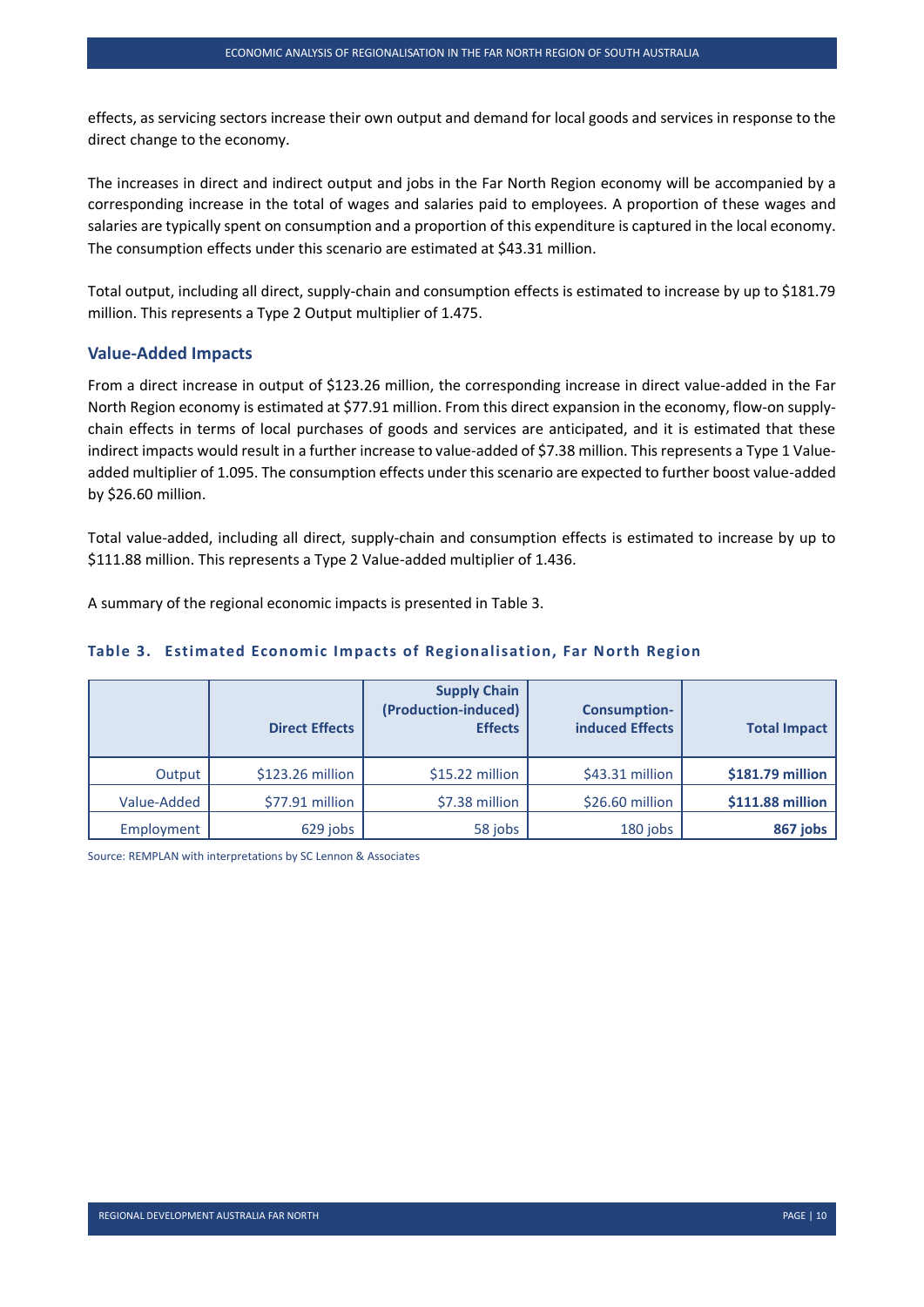effects, as servicing sectors increase their own output and demand for local goods and services in response to the direct change to the economy.

The increases in direct and indirect output and jobs in the Far North Region economy will be accompanied by a corresponding increase in the total of wages and salaries paid to employees. A proportion of these wages and salaries are typically spent on consumption and a proportion of this expenditure is captured in the local economy. The consumption effects under this scenario are estimated at $43.31 million.

Total output, including all direct, supply-chain and consumption effects is estimated to increase by up to $181.79 million. This represents a Type 2 Output multiplier of 1.475.

### Value-Added Impacts

From a direct increase in output of $123.26 million, the corresponding increase in direct value-added in the Far North Region economy is estimated at $77.91 million. From this direct expansion in the economy, flow-on supply-chain effects in terms of local purchases of goods and services are anticipated, and it is estimated that these indirect impacts would result in a further increase to value-added of $7.38 million. This represents a Type 1 Value-added multiplier of 1.095. The consumption effects under this scenario are expected to further boost value-added by $26.60 million.

Total value-added, including all direct, supply-chain and consumption effects is estimated to increase by up to $111.88 million. This represents a Type 2 Value-added multiplier of 1.436.

A summary of the regional economic impacts is presented in Table 3.

**Table 3. Estimated Economic Impacts of Regionalisation, Far North Region**

| | Direct Effects | Supply Chain (Production-induced) Effects | Consumption-induced Effects | Total Impact |
|---|---|---|---|---|
| Output | $123.26 million | $15.22 million | $43.31 million | **$181.79 million** |
| Value-Added | $77.91 million | $7.38 million | $26.60 million | **$111.88 million** |
| Employment | 629 jobs | 58 jobs | 180 jobs | **867 jobs** |

Source: REMPLAN with interpretations by SC Lennon & Associates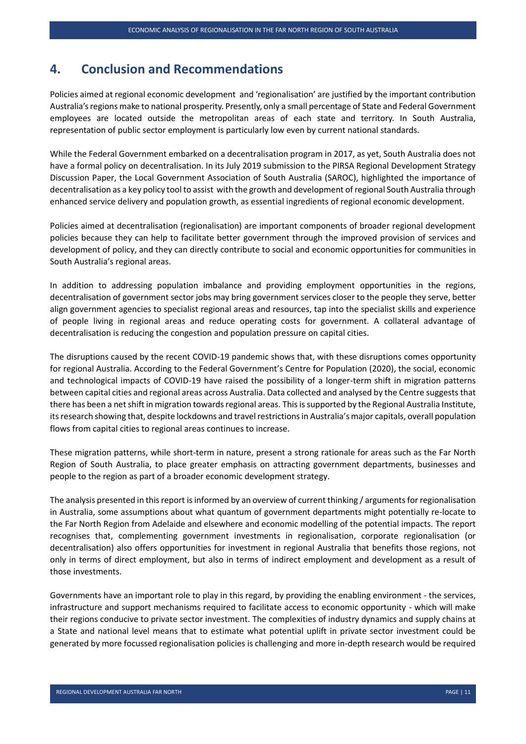## 4. Conclusion and Recommendations

Policies aimed at regional economic development and 'regionalisation' are justified by the important contribution Australia's regions make to national prosperity. Presently, only a small percentage of State and Federal Government employees are located outside the metropolitan areas of each state and territory. In South Australia, representation of public sector employment is particularly low even by current national standards.

While the Federal Government embarked on a decentralisation program in 2017, as yet, South Australia does not have a formal policy on decentralisation. In its July 2019 submission to the PIRSA Regional Development Strategy Discussion Paper, the Local Government Association of South Australia (SAROC), highlighted the importance of decentralisation as a key policy tool to assist with the growth and development of regional South Australia through enhanced service delivery and population growth, as essential ingredients of regional economic development.

Policies aimed at decentralisation (regionalisation) are important components of broader regional development policies because they can help to facilitate better government through the improved provision of services and development of policy, and they can directly contribute to social and economic opportunities for communities in South Australia's regional areas.

In addition to addressing population imbalance and providing employment opportunities in the regions, decentralisation of government sector jobs may bring government services closer to the people they serve, better align government agencies to specialist regional areas and resources, tap into the specialist skills and experience of people living in regional areas and reduce operating costs for government. A collateral advantage of decentralisation is reducing the congestion and population pressure on capital cities.

The disruptions caused by the recent COVID-19 pandemic shows that, with these disruptions comes opportunity for regional Australia. According to the Federal Government's Centre for Population (2020), the social, economic and technological impacts of COVID-19 have raised the possibility of a longer-term shift in migration patterns between capital cities and regional areas across Australia. Data collected and analysed by the Centre suggests that there has been a net shift in migration towards regional areas. This is supported by the Regional Australia Institute, its research showing that, despite lockdowns and travel restrictions in Australia's major capitals, overall population flows from capital cities to regional areas continues to increase.

These migration patterns, while short-term in nature, present a strong rationale for areas such as the Far North Region of South Australia, to place greater emphasis on attracting government departments, businesses and people to the region as part of a broader economic development strategy.

The analysis presented in this report is informed by an overview of current thinking / arguments for regionalisation in Australia, some assumptions about what quantum of government departments might potentially re-locate to the Far North Region from Adelaide and elsewhere and economic modelling of the potential impacts. The report recognises that, complementing government investments in regionalisation, corporate regionalisation (or decentralisation) also offers opportunities for investment in regional Australia that benefits those regions, not only in terms of direct employment, but also in terms of indirect employment and development as a result of those investments.

Governments have an important role to play in this regard, by providing the enabling environment - the services, infrastructure and support mechanisms required to facilitate access to economic opportunity - which will make their regions conducive to private sector investment. The complexities of industry dynamics and supply chains at a State and national level means that to estimate what potential uplift in private sector investment could be generated by more focussed regionalisation policies is challenging and more in-depth research would be required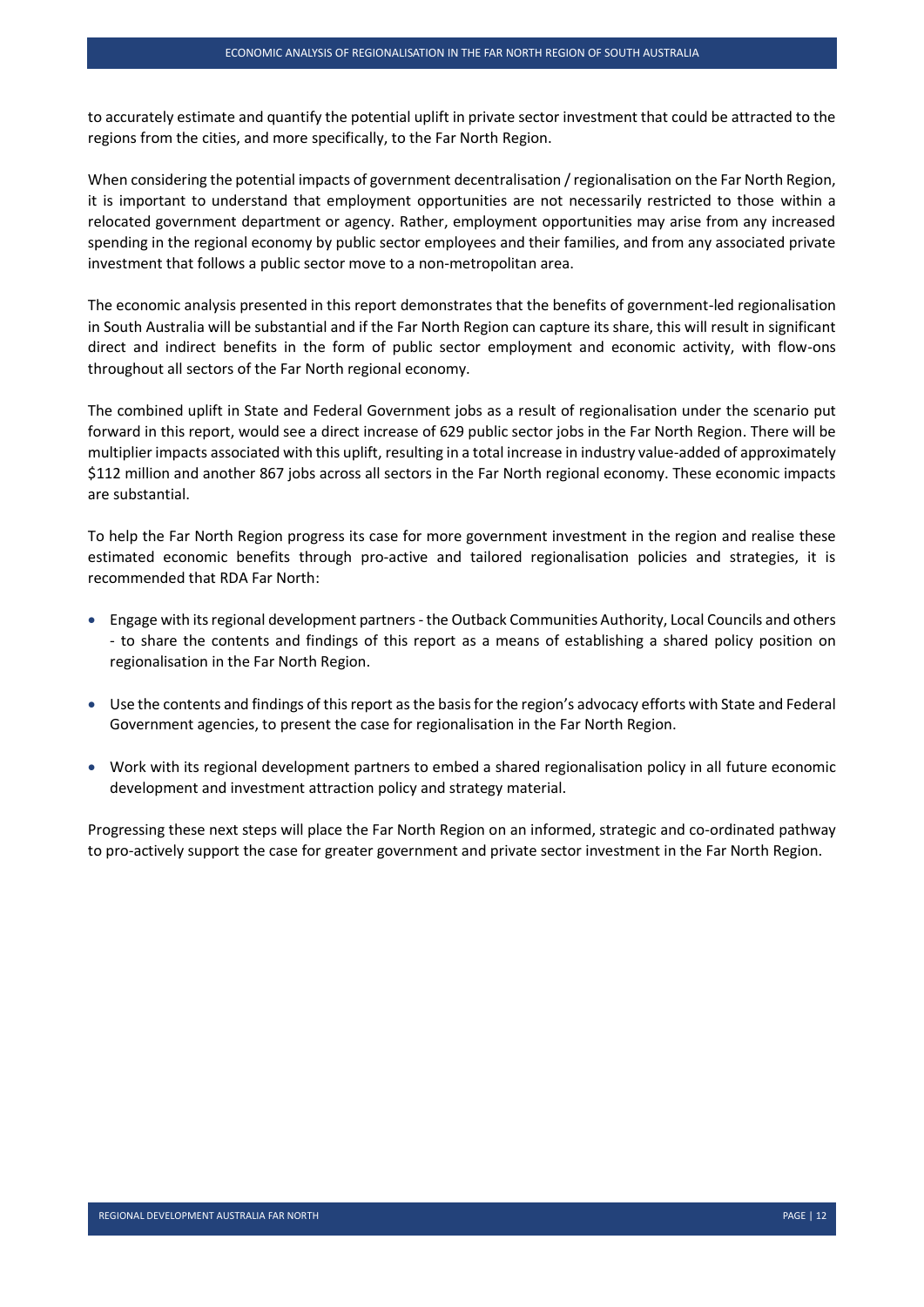to accurately estimate and quantify the potential uplift in private sector investment that could be attracted to the regions from the cities, and more specifically, to the Far North Region.

When considering the potential impacts of government decentralisation / regionalisation on the Far North Region, it is important to understand that employment opportunities are not necessarily restricted to those within a relocated government department or agency. Rather, employment opportunities may arise from any increased spending in the regional economy by public sector employees and their families, and from any associated private investment that follows a public sector move to a non-metropolitan area.

The economic analysis presented in this report demonstrates that the benefits of government-led regionalisation in South Australia will be substantial and if the Far North Region can capture its share, this will result in significant direct and indirect benefits in the form of public sector employment and economic activity, with flow-ons throughout all sectors of the Far North regional economy.

The combined uplift in State and Federal Government jobs as a result of regionalisation under the scenario put forward in this report, would see a direct increase of 629 public sector jobs in the Far North Region. There will be multiplier impacts associated with this uplift, resulting in a total increase in industry value-added of approximately $112 million and another 867 jobs across all sectors in the Far North regional economy. These economic impacts are substantial.

To help the Far North Region progress its case for more government investment in the region and realise these estimated economic benefits through pro-active and tailored regionalisation policies and strategies, it is recommended that RDA Far North:

- Engage with its regional development partners - the Outback Communities Authority, Local Councils and others - to share the contents and findings of this report as a means of establishing a shared policy position on regionalisation in the Far North Region.
- Use the contents and findings of this report as the basis for the region's advocacy efforts with State and Federal Government agencies, to present the case for regionalisation in the Far North Region.
- Work with its regional development partners to embed a shared regionalisation policy in all future economic development and investment attraction policy and strategy material.

Progressing these next steps will place the Far North Region on an informed, strategic and co-ordinated pathway to pro-actively support the case for greater government and private sector investment in the Far North Region.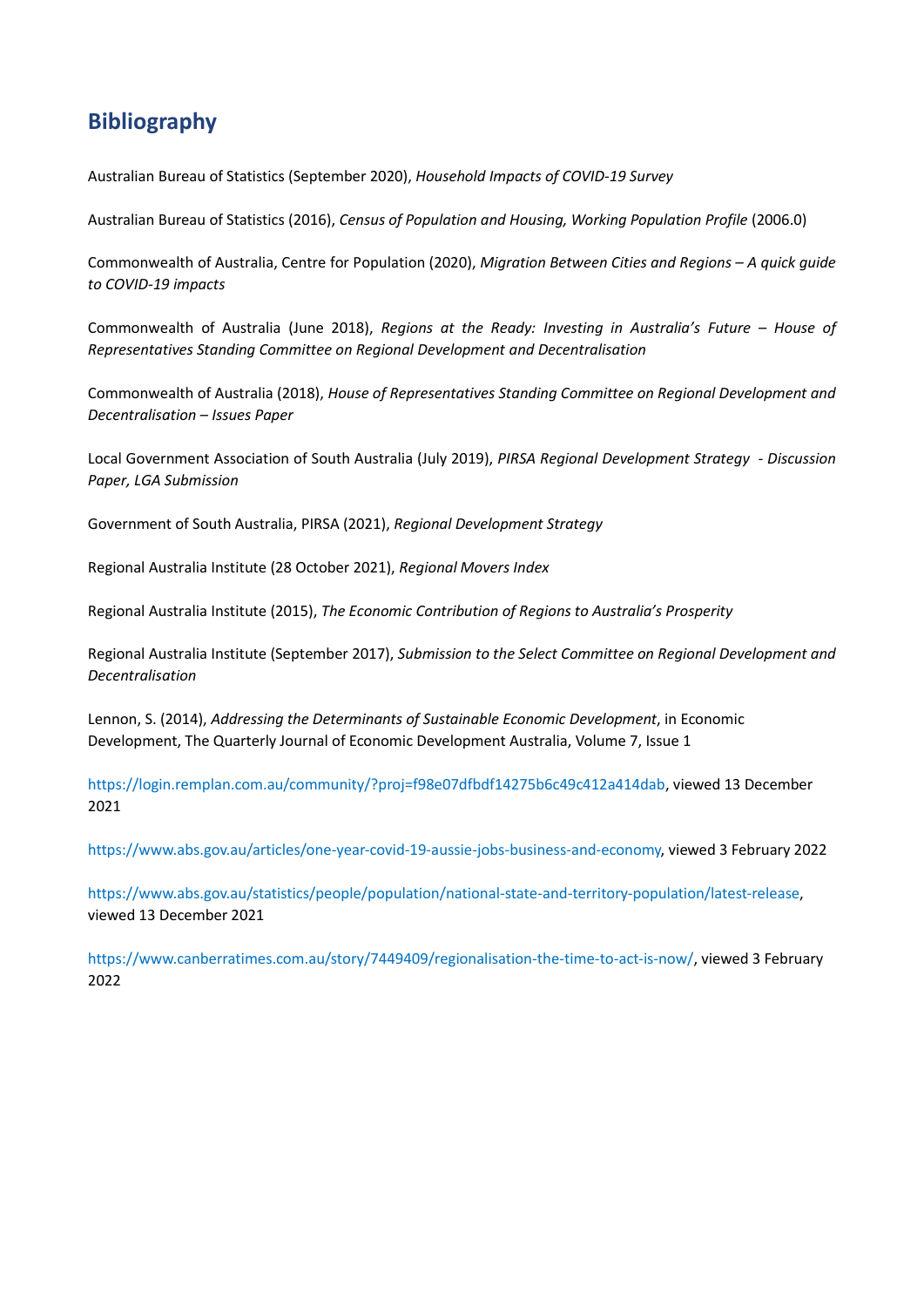## Bibliography

Australian Bureau of Statistics (September 2020), *Household Impacts of COVID-19 Survey*

Australian Bureau of Statistics (2016), *Census of Population and Housing, Working Population Profile* (2006.0)

Commonwealth of Australia, Centre for Population (2020), *Migration Between Cities and Regions – A quick guide to COVID-19 impacts*

Commonwealth of Australia (June 2018), *Regions at the Ready: Investing in Australia's Future – House of Representatives Standing Committee on Regional Development and Decentralisation*

Commonwealth of Australia (2018), *House of Representatives Standing Committee on Regional Development and Decentralisation – Issues Paper*

Local Government Association of South Australia (July 2019), *PIRSA Regional Development Strategy - Discussion Paper, LGA Submission*

Government of South Australia, PIRSA (2021), *Regional Development Strategy*

Regional Australia Institute (28 October 2021), *Regional Movers Index*

Regional Australia Institute (2015), *The Economic Contribution of Regions to Australia's Prosperity*

Regional Australia Institute (September 2017), *Submission to the Select Committee on Regional Development and Decentralisation*

Lennon, S. (2014), *Addressing the Determinants of Sustainable Economic Development*, in Economic Development, The Quarterly Journal of Economic Development Australia, Volume 7, Issue 1

https://login.remplan.com.au/community/?proj=f98e07dfbdf14275b6c49c412a414dab, viewed 13 December 2021

https://www.abs.gov.au/articles/one-year-covid-19-aussie-jobs-business-and-economy, viewed 3 February 2022

https://www.abs.gov.au/statistics/people/population/national-state-and-territory-population/latest-release, viewed 13 December 2021

https://www.canberratimes.com.au/story/7449409/regionalisation-the-time-to-act-is-now/, viewed 3 February 2022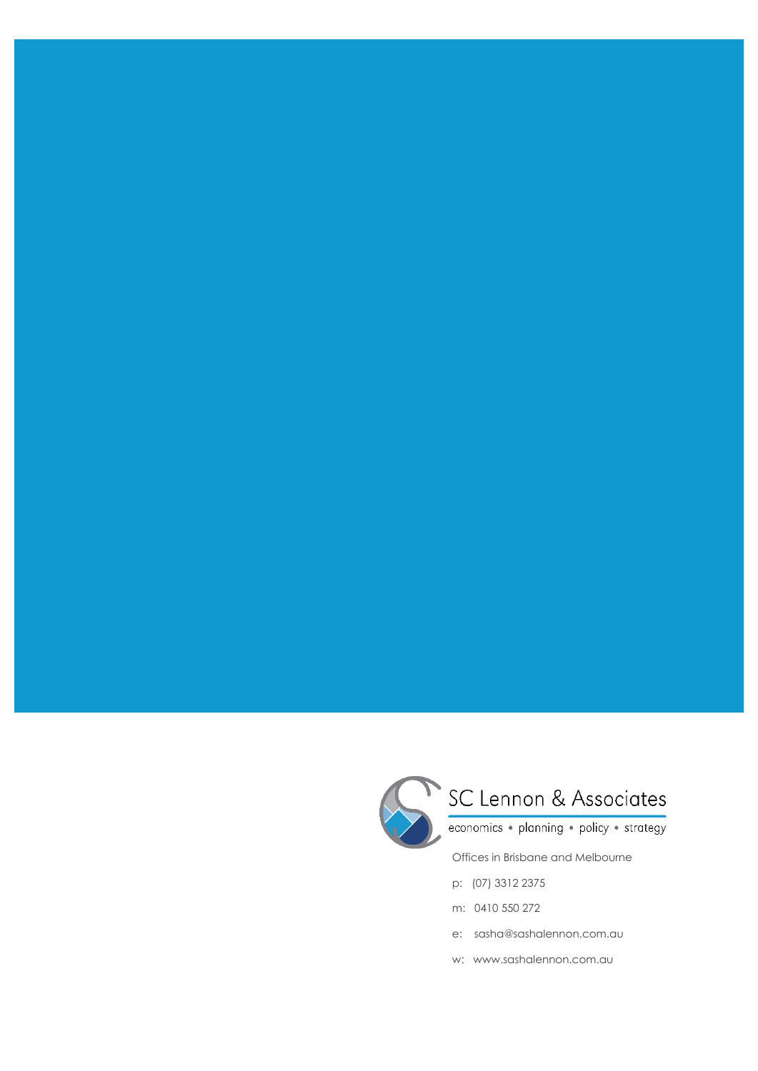SC Lennon & Associates

economics • planning • policy • strategy

Offices in Brisbane and Melbourne

p: (07) 3312 2375

m: 0410 550 272

e: sasha@sashalennon.com.au

w: www.sashalennon.com.au